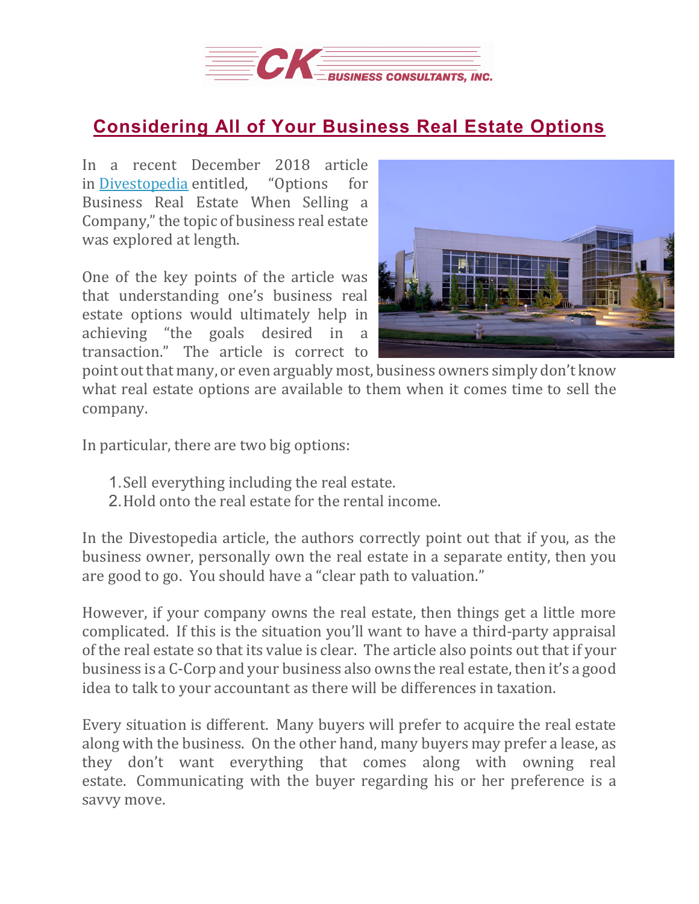# Considering All of Your Business Real Estate Options

In a recent December 2018 article in Divestopedia entitled, "Options for Business Real Estate When Selling a Company," the topic of business real estate was explored at length.

One of the key points of the article was that understanding one's business real estate options would ultimately help in achieving "the goals desired in a transaction." The article is correct to point out that many, or even arguably most, business owners simply don't know what real estate options are available to them when it comes time to sell the company.

In particular, there are two big options:

1. Sell everything including the real estate.
2. Hold onto the real estate for the rental income.

In the Divestopedia article, the authors correctly point out that if you, as the business owner, personally own the real estate in a separate entity, then you are good to go. You should have a "clear path to valuation."

However, if your company owns the real estate, then things get a little more complicated. If this is the situation you'll want to have a third-party appraisal of the real estate so that its value is clear. The article also points out that if your business is a C-Corp and your business also owns the real estate, then it's a good idea to talk to your accountant as there will be differences in taxation.

Every situation is different. Many buyers will prefer to acquire the real estate along with the business. On the other hand, many buyers may prefer a lease, as they don't want everything that comes along with owning real estate. Communicating with the buyer regarding his or her preference is a savvy move.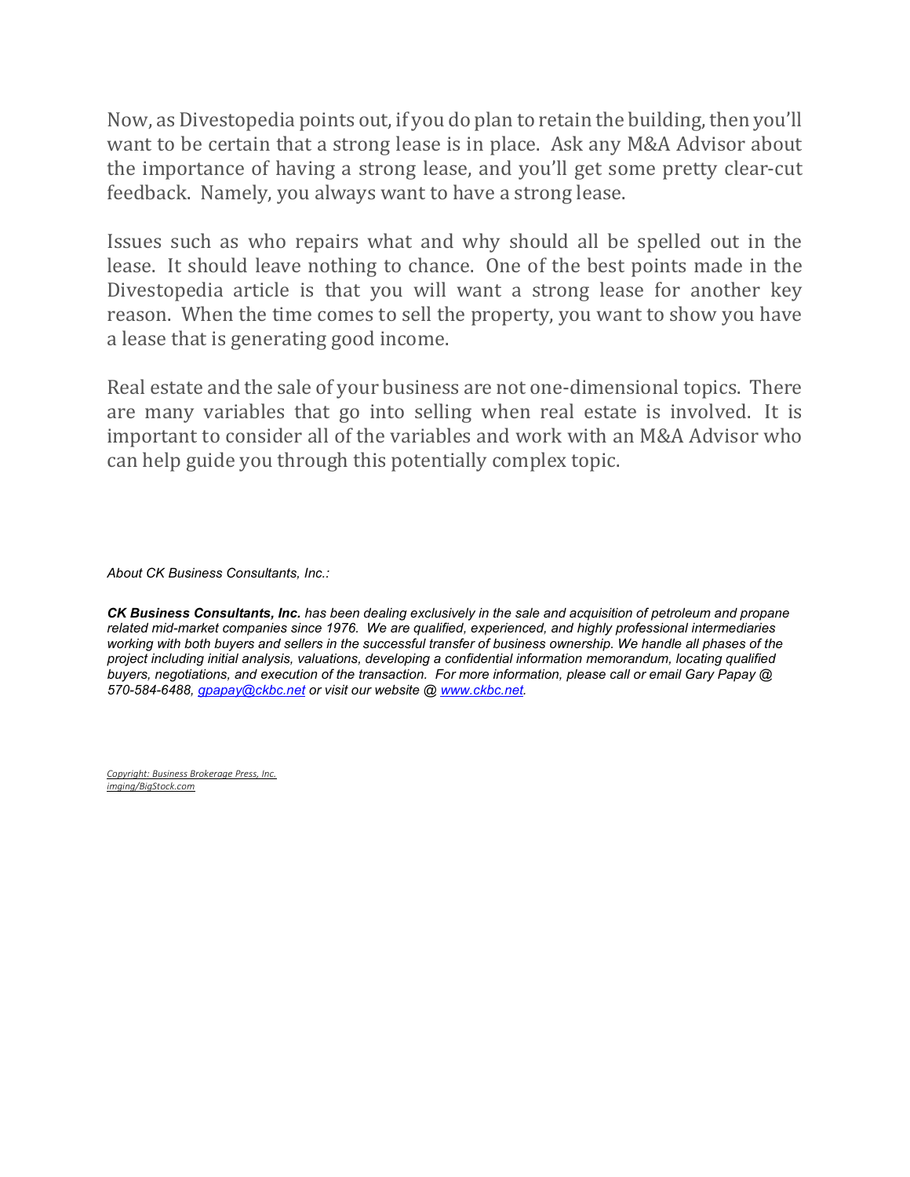Now, as Divestopedia points out, if you do plan to retain the building, then you'll want to be certain that a strong lease is in place. Ask any M&A Advisor about the importance of having a strong lease, and you'll get some pretty clear-cut feedback. Namely, you always want to have a strong lease.

Issues such as who repairs what and why should all be spelled out in the lease. It should leave nothing to chance. One of the best points made in the Divestopedia article is that you will want a strong lease for another key reason. When the time comes to sell the property, you want to show you have a lease that is generating good income.

Real estate and the sale of your business are not one-dimensional topics. There are many variables that go into selling when real estate is involved. It is important to consider all of the variables and work with an M&A Advisor who can help guide you through this potentially complex topic.

*About CK Business Consultants, Inc.:*

***CK Business Consultants, Inc.*** *has been dealing exclusively in the sale and acquisition of petroleum and propane related mid-market companies since 1976. We are qualified, experienced, and highly professional intermediaries working with both buyers and sellers in the successful transfer of business ownership. We handle all phases of the project including initial analysis, valuations, developing a confidential information memorandum, locating qualified buyers, negotiations, and execution of the transaction. For more information, please call or email Gary Papay @ 570-584-6488, gpapay@ckbc.net or visit our website @ www.ckbc.net.*

*Copyright: Business Brokerage Press, Inc.*
*imging/BigStock.com*